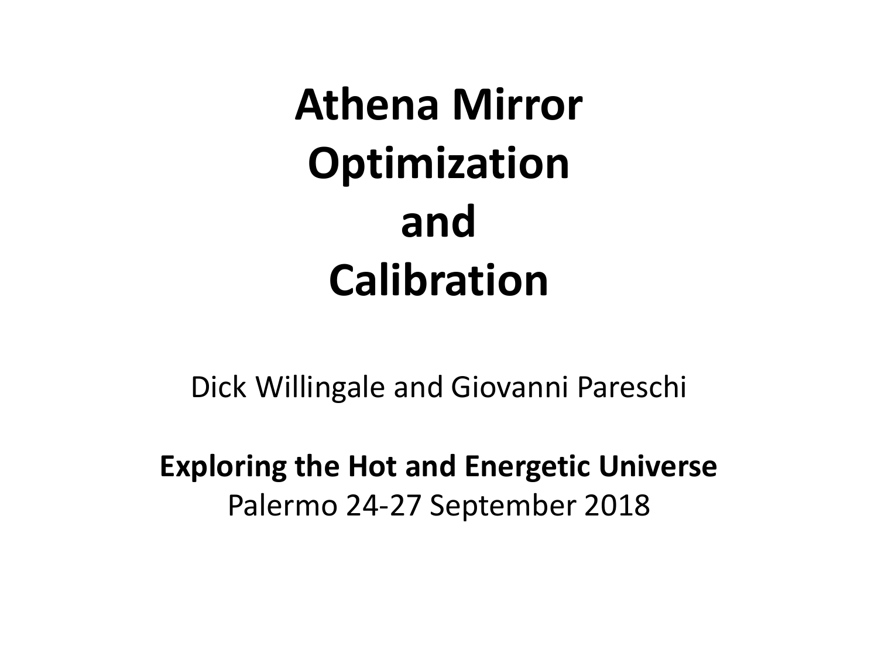# Athena Mirror Optimization and Calibration

Dick Willingale and Giovanni Pareschi

**Exploring the Hot and Energetic Universe**
Palermo 24-27 September 2018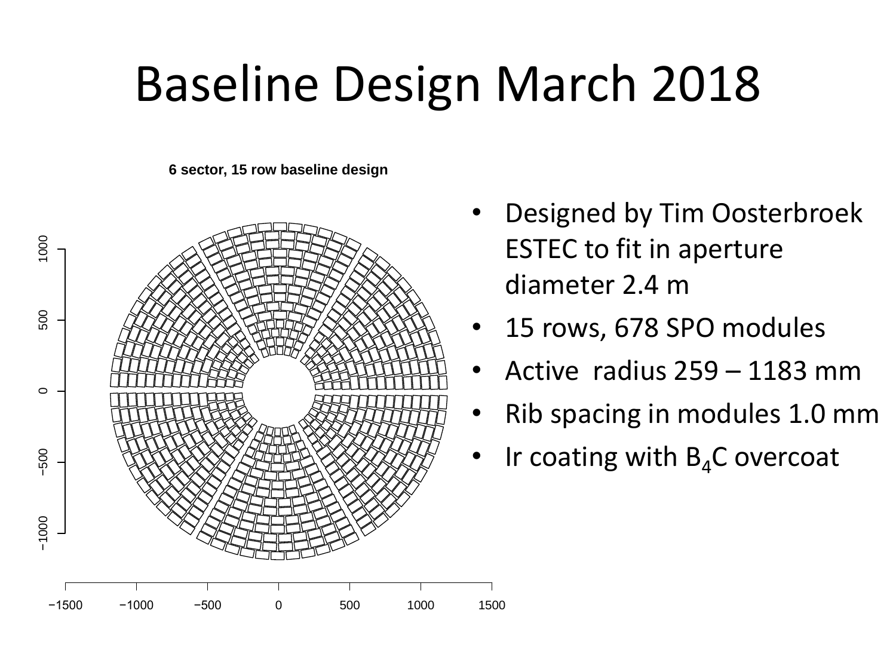# Baseline Design March 2018

**6 sector, 15 row baseline design**

- Designed by Tim Oosterbroek ESTEC to fit in aperture diameter 2.4 m
- 15 rows, 678 SPO modules
- Active radius 259 – 1183 mm
- Rib spacing in modules 1.0 mm
- Ir coating with $B_4C$ overcoat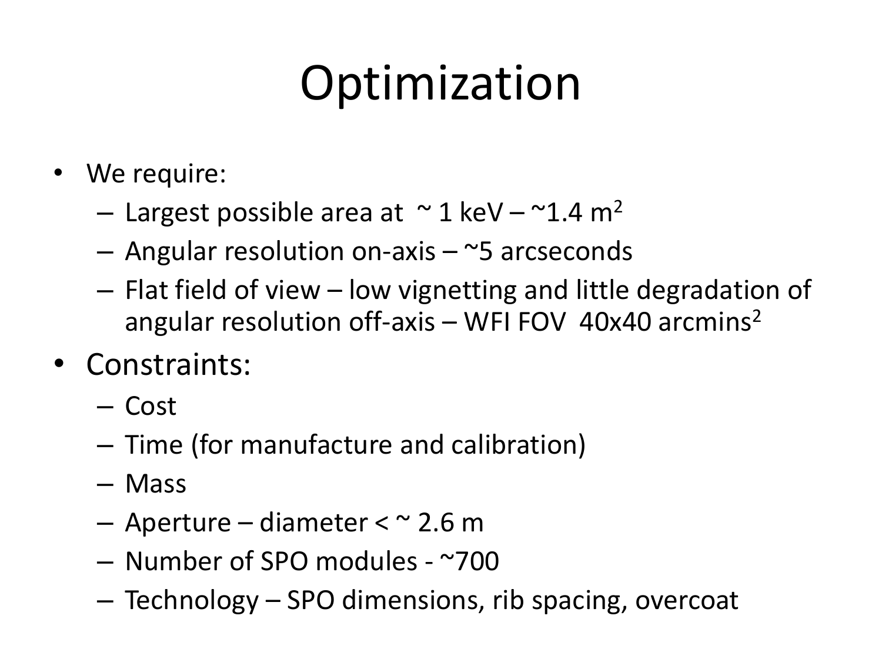# Optimization

- We require:
  - Largest possible area at ~ 1 keV – ~1.4 $m^2$
  - Angular resolution on-axis – ~5 arcseconds
  - Flat field of view – low vignetting and little degradation of angular resolution off-axis – WFI FOV 40x40 $arcmins^2$
- Constraints:
  - Cost
  - Time (for manufacture and calibration)
  - Mass
  - Aperture – diameter < ~ 2.6 m
  - Number of SPO modules - ~700
  - Technology – SPO dimensions, rib spacing, overcoat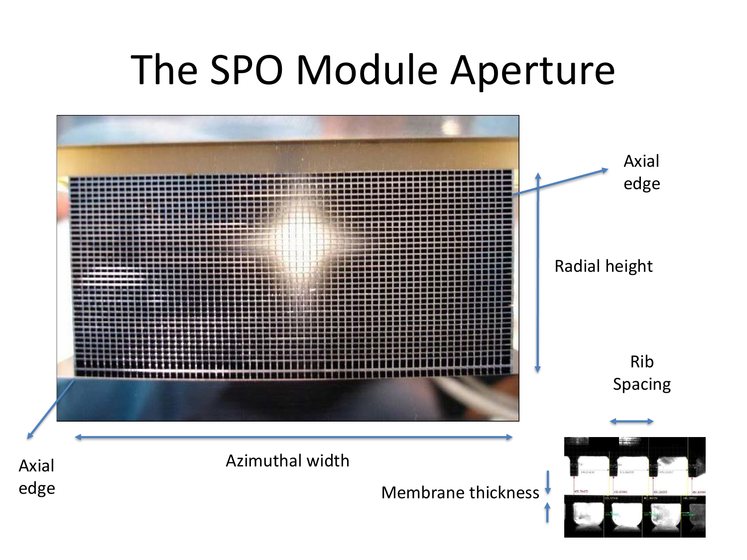# The SPO Module Aperture

Axial edge

Radial height

Rib Spacing

Axial edge

Azimuthal width

Membrane thickness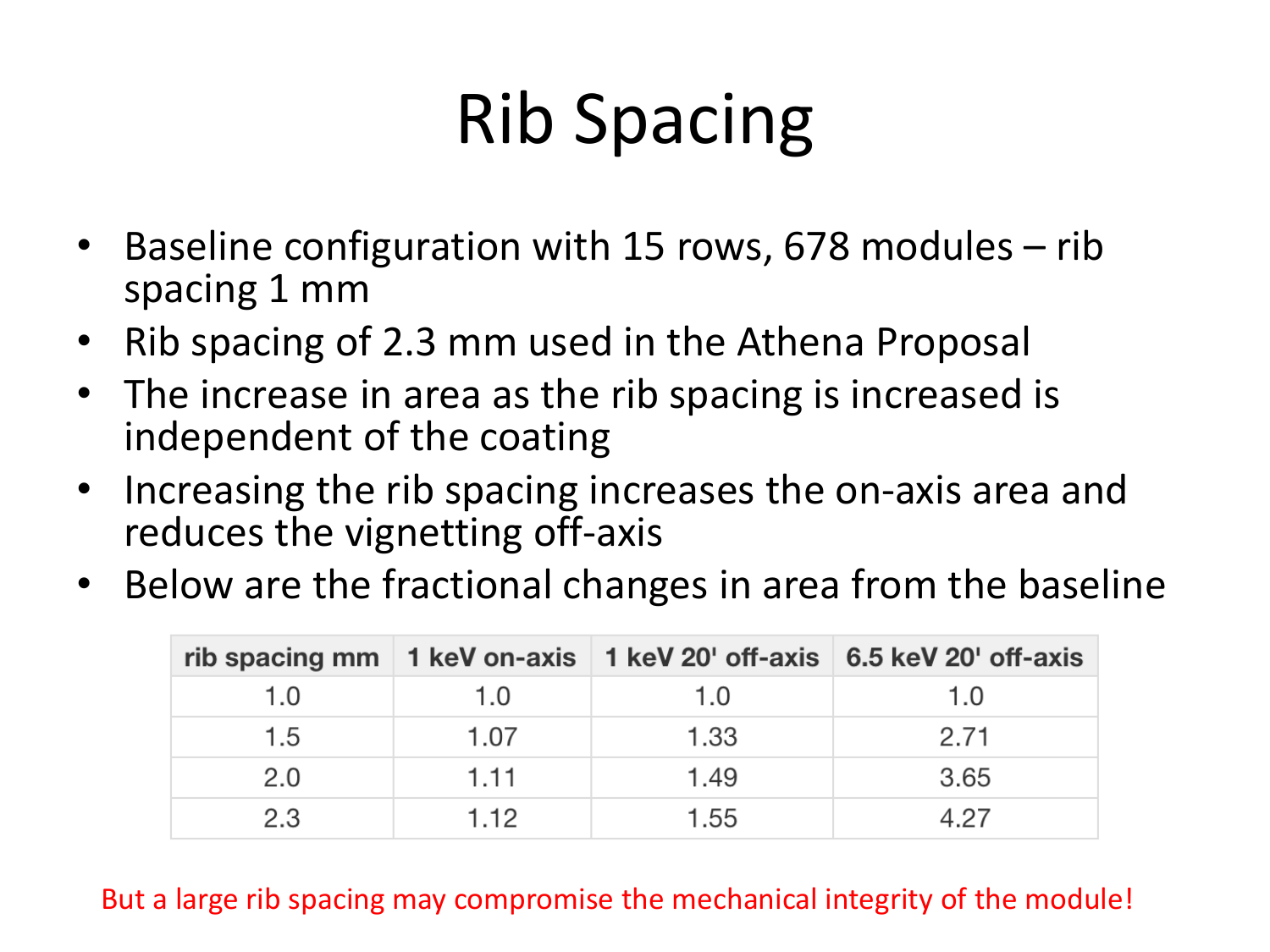# Rib Spacing

- Baseline configuration with 15 rows, 678 modules – rib spacing 1 mm
- Rib spacing of 2.3 mm used in the Athena Proposal
- The increase in area as the rib spacing is increased is independent of the coating
- Increasing the rib spacing increases the on-axis area and reduces the vignetting off-axis
- Below are the fractional changes in area from the baseline

| rib spacing mm | 1 keV on-axis | 1 keV 20' off-axis | 6.5 keV 20' off-axis |
| --- | --- | --- | --- |
| 1.0 | 1.0 | 1.0 | 1.0 |
| 1.5 | 1.07 | 1.33 | 2.71 |
| 2.0 | 1.11 | 1.49 | 3.65 |
| 2.3 | 1.12 | 1.55 | 4.27 |

But a large rib spacing may compromise the mechanical integrity of the module!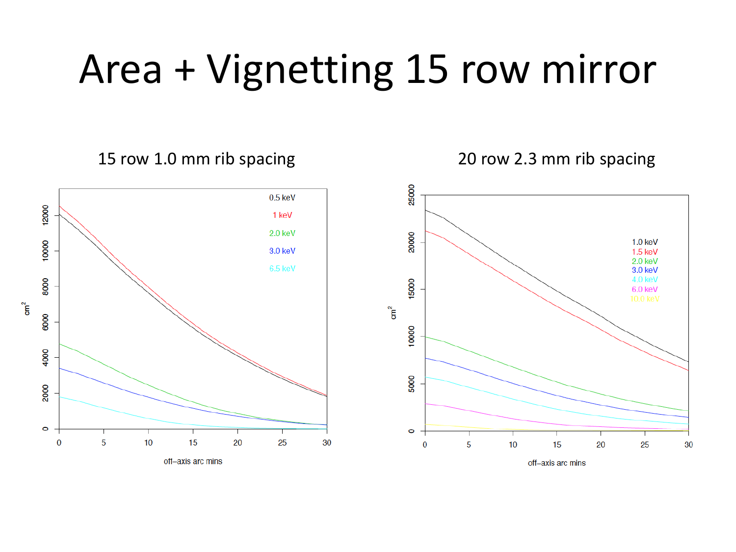# Area + Vignetting 15 row mirror

15 row 1.0 mm rib spacing

cm$^2$

0
2000
4000
6000
8000
10000
12000

0
5
10
15
20
25
30

off–axis arc mins

0.5 keV
1 keV
2.0 keV
3.0 keV
6.5 keV

20 row 2.3 mm rib spacing

cm$^2$

0
5000
10000
15000
20000
25000

0
5
10
15
20
25
30

off–axis arc mins

1.0 keV
1.5 keV
2.0 keV
3.0 keV
4.0 keV
6.0 keV
10.0 keV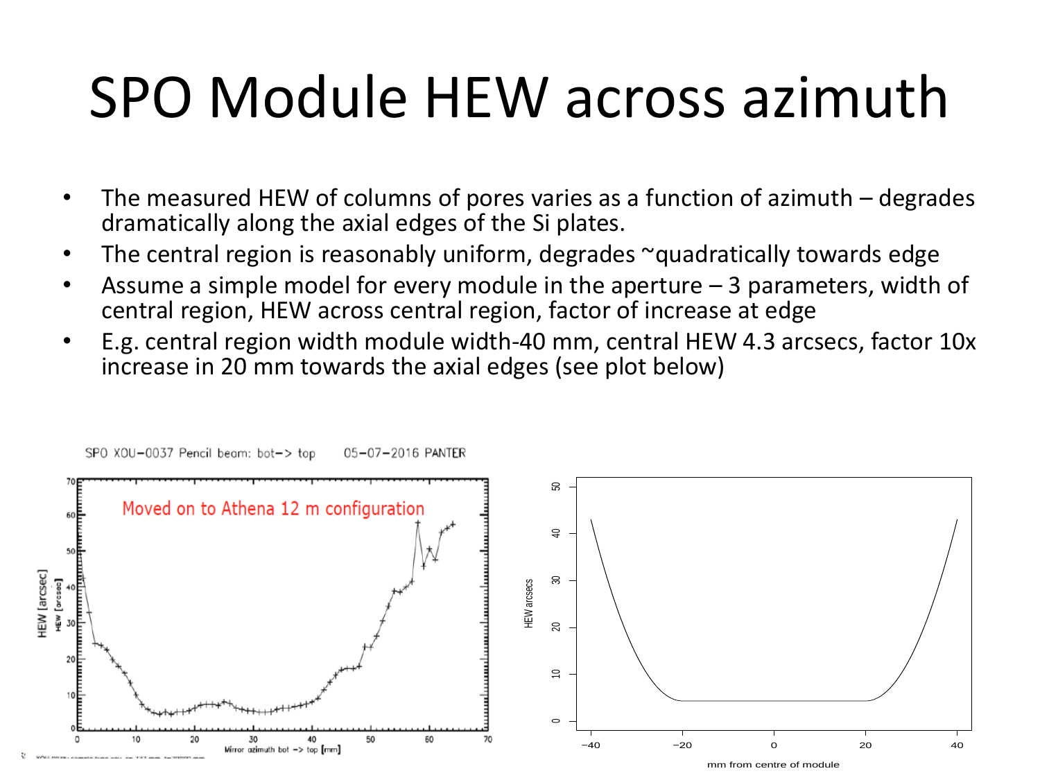# SPO Module HEW across azimuth

- The measured HEW of columns of pores varies as a function of azimuth – degrades dramatically along the axial edges of the Si plates.
- The central region is reasonably uniform, degrades ~quadratically towards edge
- Assume a simple model for every module in the aperture – 3 parameters, width of central region, HEW across central region, factor of increase at edge
- E.g. central region width module width-40 mm, central HEW 4.3 arcsecs, factor 10x increase in 20 mm towards the axial edges (see plot below)

SPO XOU-0037 Pencil beam: bot-> top 05-07-2016 PANTER

Moved on to Athena 12 m configuration

HEW [arcsec]

0 10 20 30 40 50 60 70

0 10 20 30 40 50 60 70

Mirror azimuth bot -> top [mm]

HEW arcsecs

0 10 20 30 40 50

−40 −20 0 20 40

mm from centre of module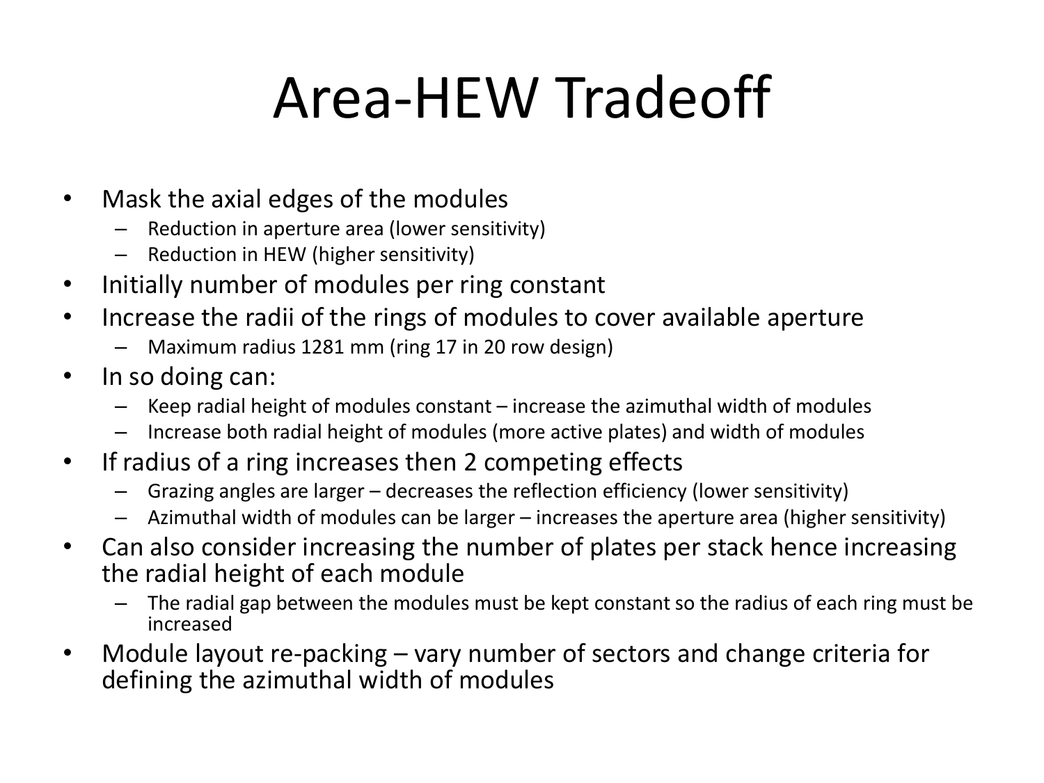# Area-HEW Tradeoff

- Mask the axial edges of the modules
  - Reduction in aperture area (lower sensitivity)
  - Reduction in HEW (higher sensitivity)
- Initially number of modules per ring constant
- Increase the radii of the rings of modules to cover available aperture
  - Maximum radius 1281 mm (ring 17 in 20 row design)
- In so doing can:
  - Keep radial height of modules constant – increase the azimuthal width of modules
  - Increase both radial height of modules (more active plates) and width of modules
- If radius of a ring increases then 2 competing effects
  - Grazing angles are larger – decreases the reflection efficiency (lower sensitivity)
  - Azimuthal width of modules can be larger – increases the aperture area (higher sensitivity)
- Can also consider increasing the number of plates per stack hence increasing the radial height of each module
  - The radial gap between the modules must be kept constant so the radius of each ring must be increased
- Module layout re-packing – vary number of sectors and change criteria for defining the azimuthal width of modules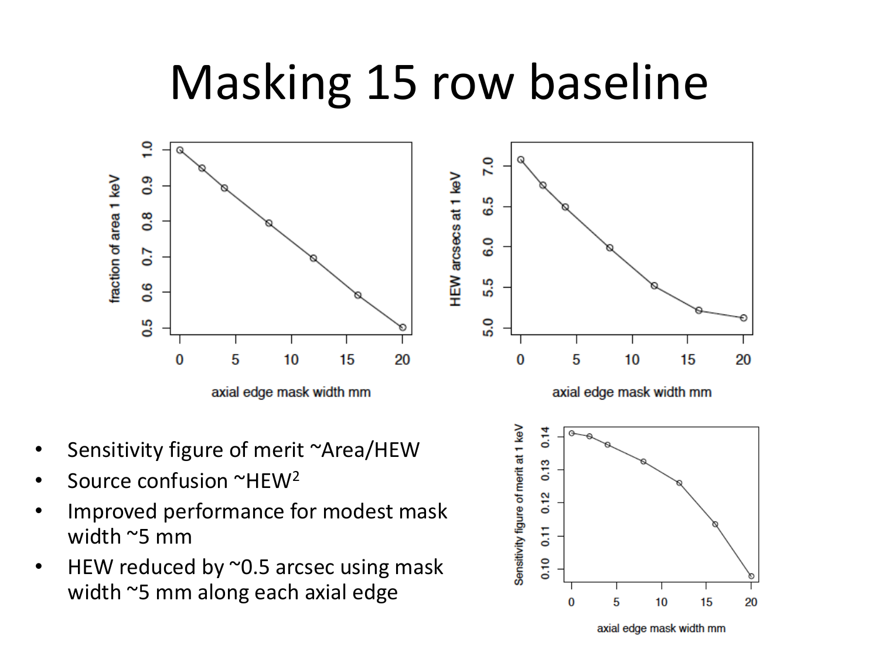# Masking 15 row baseline

fraction of area 1 keV

1.0
0.9
0.8
0.7
0.6
0.5

0 5 10 15 20

axial edge mask width mm

HEW arcsecs at 1 keV

7.0
6.5
6.0
5.5
5.0

0 5 10 15 20

axial edge mask width mm

- Sensitivity figure of merit ~Area/HEW
- Source confusion ~$HEW^2$
- Improved performance for modest mask width ~5 mm
- HEW reduced by ~0.5 arcsec using mask width ~5 mm along each axial edge

Sensitivity figure of merit at 1 keV

0.14
0.13
0.12
0.11
0.10

0 5 10 15 20

axial edge mask width mm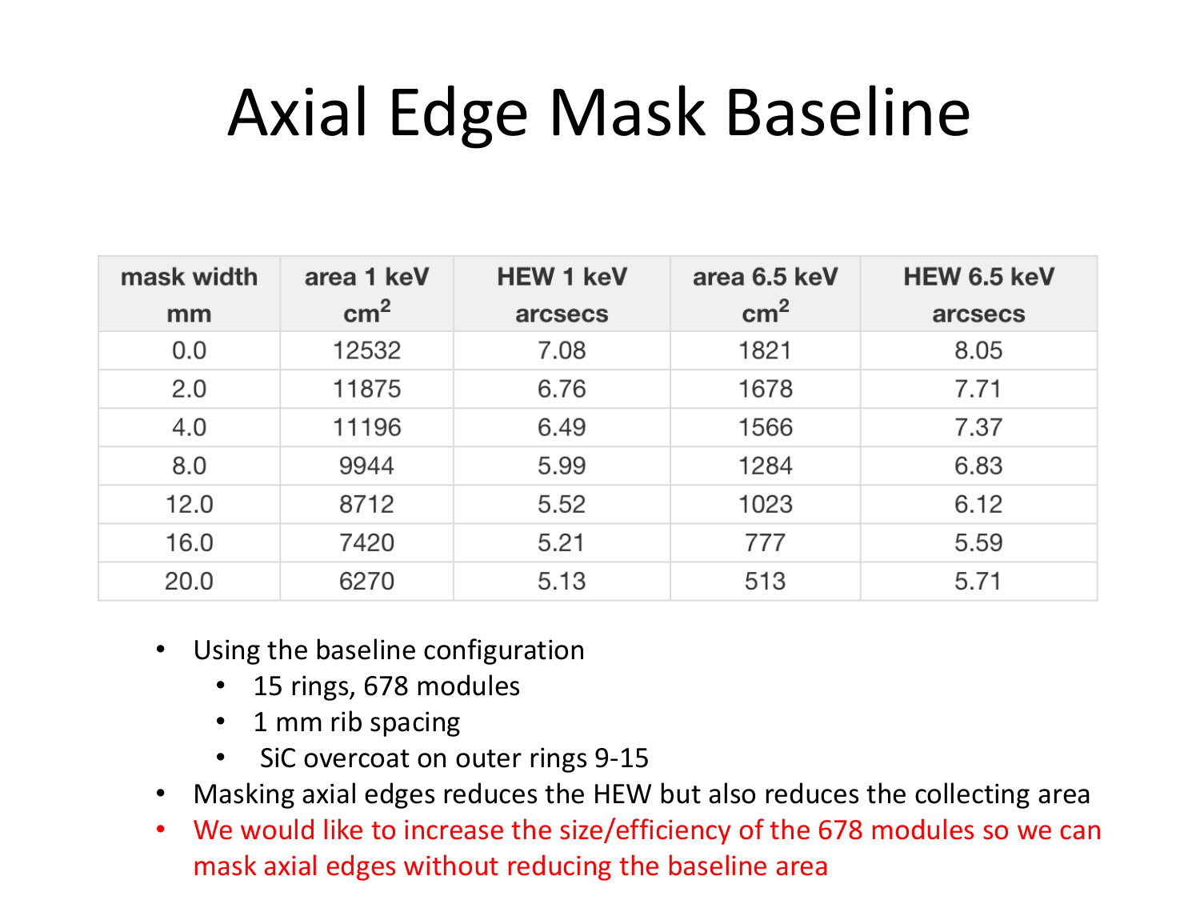# Axial Edge Mask Baseline

| mask width mm | area 1 keV $cm^2$ | HEW 1 keV arcsecs | area 6.5 keV $cm^2$ | HEW 6.5 keV arcsecs |
|---|---|---|---|---|
| 0.0 | 12532 | 7.08 | 1821 | 8.05 |
| 2.0 | 11875 | 6.76 | 1678 | 7.71 |
| 4.0 | 11196 | 6.49 | 1566 | 7.37 |
| 8.0 | 9944 | 5.99 | 1284 | 6.83 |
| 12.0 | 8712 | 5.52 | 1023 | 6.12 |
| 16.0 | 7420 | 5.21 | 777 | 5.59 |
| 20.0 | 6270 | 5.13 | 513 | 5.71 |

- Using the baseline configuration
  - 15 rings, 678 modules
  - 1 mm rib spacing
  - SiC overcoat on outer rings 9-15
- Masking axial edges reduces the HEW but also reduces the collecting area
- We would like to increase the size/efficiency of the 678 modules so we can mask axial edges without reducing the baseline area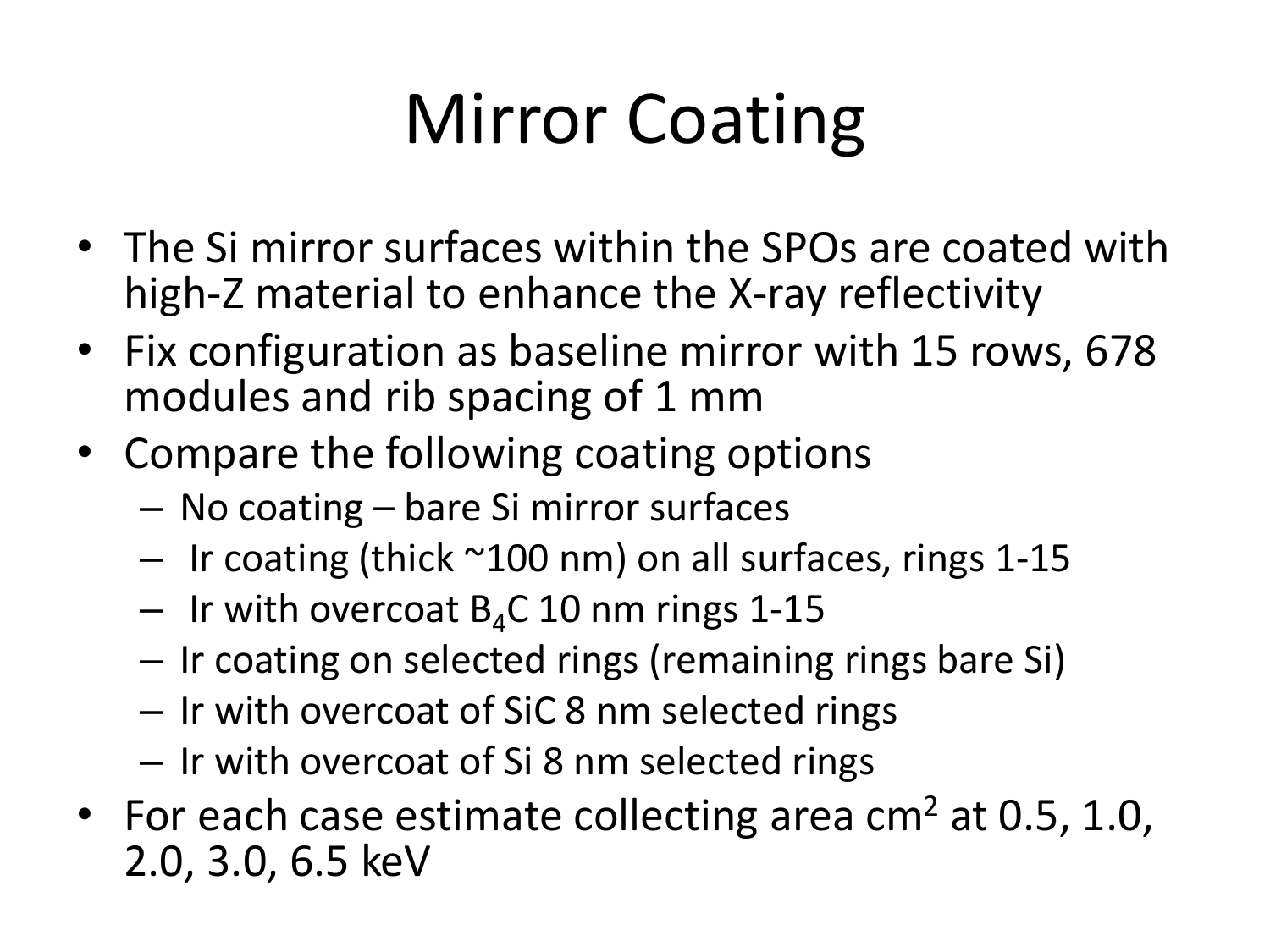# Mirror Coating

- The Si mirror surfaces within the SPOs are coated with high-Z material to enhance the X-ray reflectivity
- Fix configuration as baseline mirror with 15 rows, 678 modules and rib spacing of 1 mm
- Compare the following coating options
  - No coating – bare Si mirror surfaces
  - Ir coating (thick ~100 nm) on all surfaces, rings 1-15
  - Ir with overcoat $B_4C$ 10 nm rings 1-15
  - Ir coating on selected rings (remaining rings bare Si)
  - Ir with overcoat of SiC 8 nm selected rings
  - Ir with overcoat of Si 8 nm selected rings
- For each case estimate collecting area $cm^2$ at 0.5, 1.0, 2.0, 3.0, 6.5 keV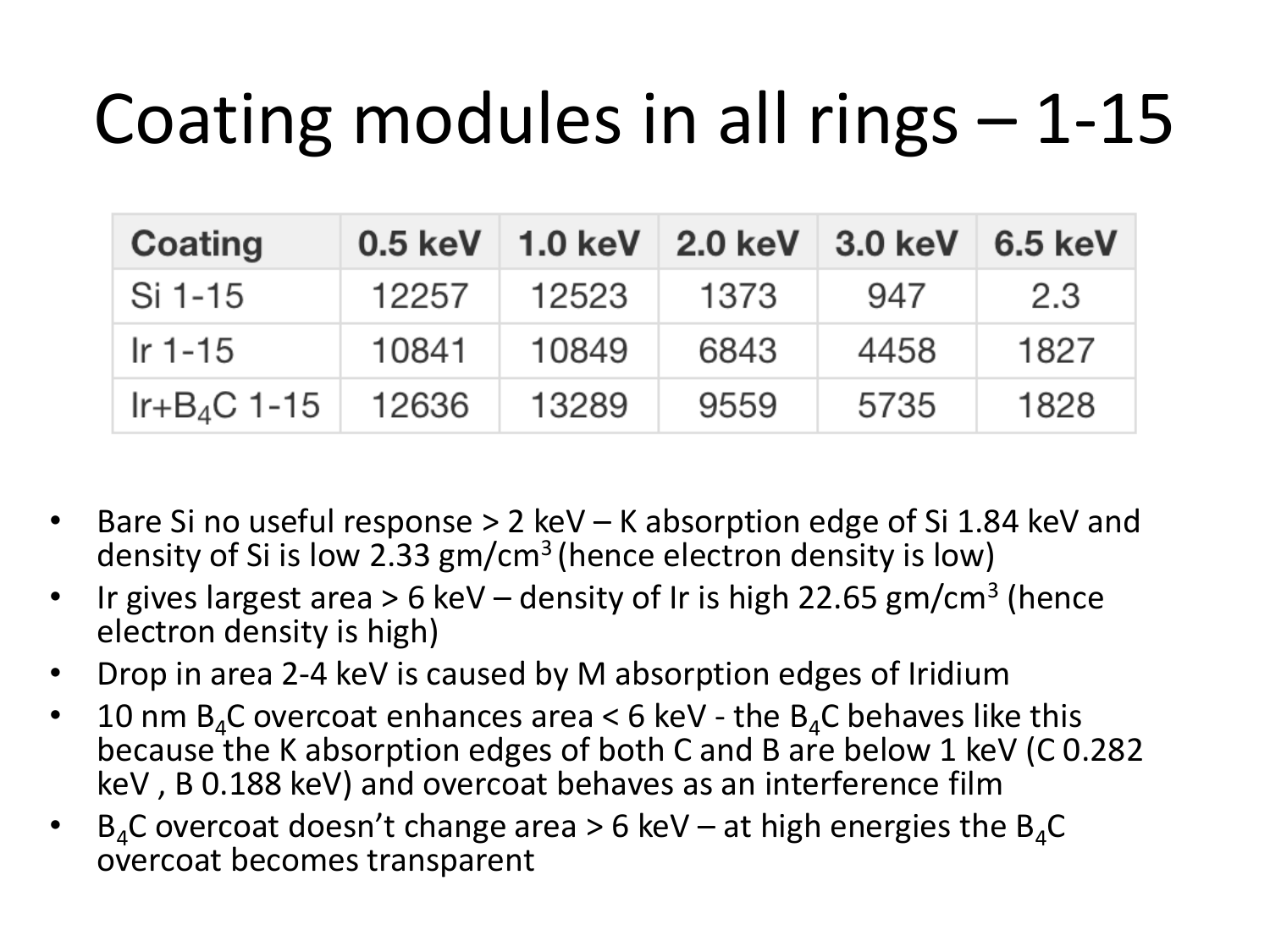# Coating modules in all rings – 1-15

| Coating | 0.5 keV | 1.0 keV | 2.0 keV | 3.0 keV | 6.5 keV |
|---|---|---|---|---|---|
| Si 1-15 | 12257 | 12523 | 1373 | 947 | 2.3 |
| Ir 1-15 | 10841 | 10849 | 6843 | 4458 | 1827 |
| Ir+$B_4C$ 1-15 | 12636 | 13289 | 9559 | 5735 | 1828 |

- Bare Si no useful response > 2 keV – K absorption edge of Si 1.84 keV and density of Si is low 2.33 gm/cm$^3$ (hence electron density is low)
- Ir gives largest area > 6 keV – density of Ir is high 22.65 gm/cm$^3$ (hence electron density is high)
- Drop in area 2-4 keV is caused by M absorption edges of Iridium
- 10 nm $B_4C$ overcoat enhances area < 6 keV - the $B_4C$ behaves like this because the K absorption edges of both C and B are below 1 keV (C 0.282 keV , B 0.188 keV) and overcoat behaves as an interference film
- $B_4C$ overcoat doesn't change area > 6 keV – at high energies the $B_4C$ overcoat becomes transparent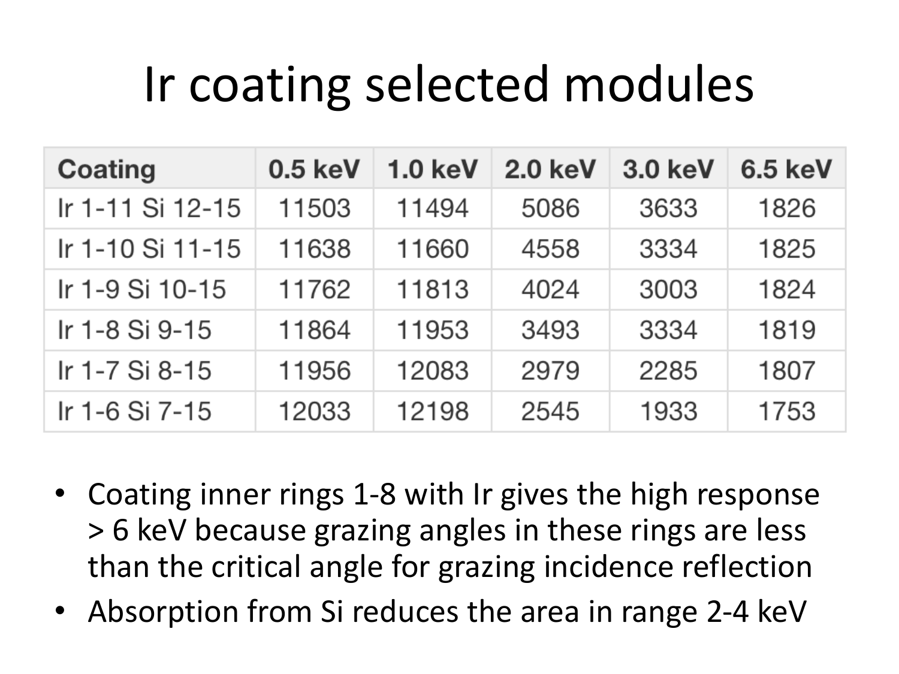# Ir coating selected modules

| Coating | 0.5 keV | 1.0 keV | 2.0 keV | 3.0 keV | 6.5 keV |
|---|---|---|---|---|---|
| Ir 1-11 Si 12-15 | 11503 | 11494 | 5086 | 3633 | 1826 |
| Ir 1-10 Si 11-15 | 11638 | 11660 | 4558 | 3334 | 1825 |
| Ir 1-9 Si 10-15 | 11762 | 11813 | 4024 | 3003 | 1824 |
| Ir 1-8 Si 9-15 | 11864 | 11953 | 3493 | 3334 | 1819 |
| Ir 1-7 Si 8-15 | 11956 | 12083 | 2979 | 2285 | 1807 |
| Ir 1-6 Si 7-15 | 12033 | 12198 | 2545 | 1933 | 1753 |

- Coating inner rings 1-8 with Ir gives the high response > 6 keV because grazing angles in these rings are less than the critical angle for grazing incidence reflection
- Absorption from Si reduces the area in range 2-4 keV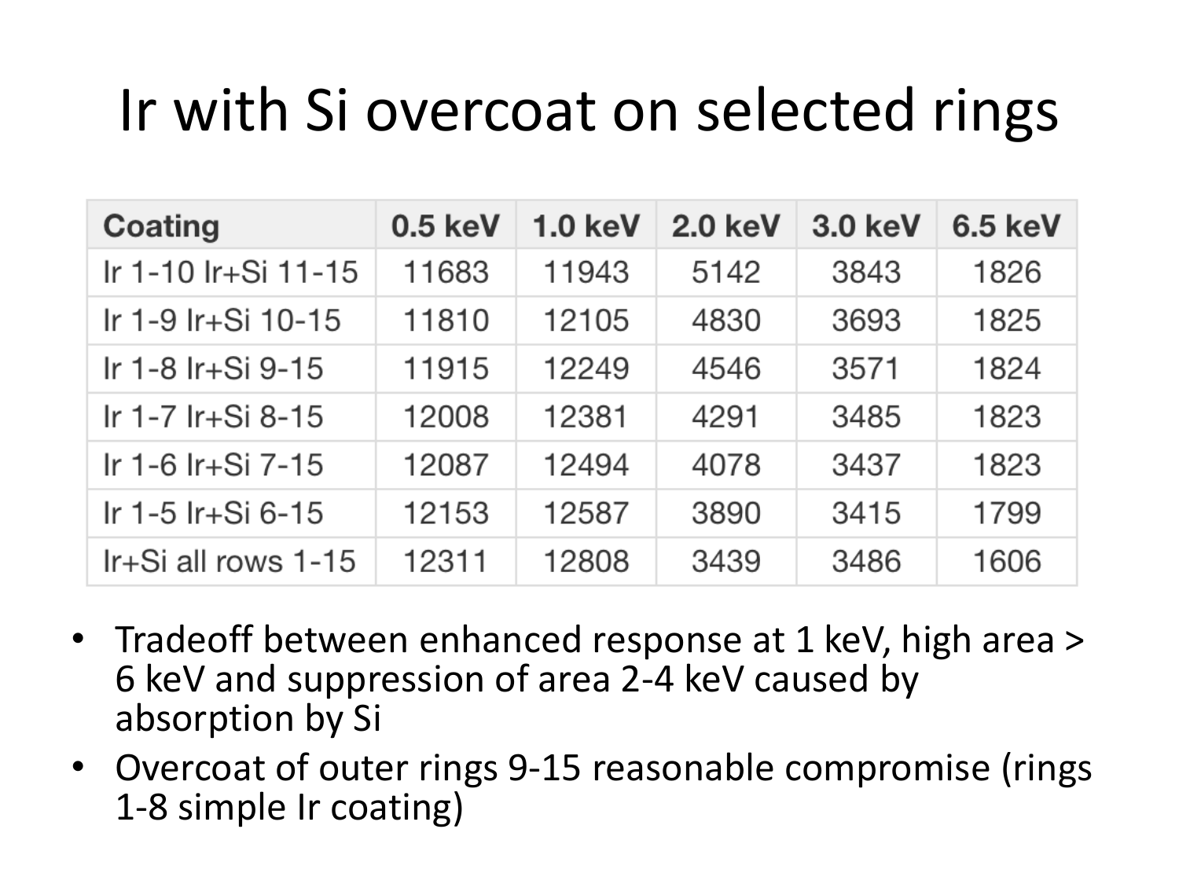# Ir with Si overcoat on selected rings

| Coating | 0.5 keV | 1.0 keV | 2.0 keV | 3.0 keV | 6.5 keV |
|---|---|---|---|---|---|
| Ir 1-10 Ir+Si 11-15 | 11683 | 11943 | 5142 | 3843 | 1826 |
| Ir 1-9 Ir+Si 10-15 | 11810 | 12105 | 4830 | 3693 | 1825 |
| Ir 1-8 Ir+Si 9-15 | 11915 | 12249 | 4546 | 3571 | 1824 |
| Ir 1-7 Ir+Si 8-15 | 12008 | 12381 | 4291 | 3485 | 1823 |
| Ir 1-6 Ir+Si 7-15 | 12087 | 12494 | 4078 | 3437 | 1823 |
| Ir 1-5 Ir+Si 6-15 | 12153 | 12587 | 3890 | 3415 | 1799 |
| Ir+Si all rows 1-15 | 12311 | 12808 | 3439 | 3486 | 1606 |

- Tradeoff between enhanced response at 1 keV, high area > 6 keV and suppression of area 2-4 keV caused by absorption by Si
- Overcoat of outer rings 9-15 reasonable compromise (rings 1-8 simple Ir coating)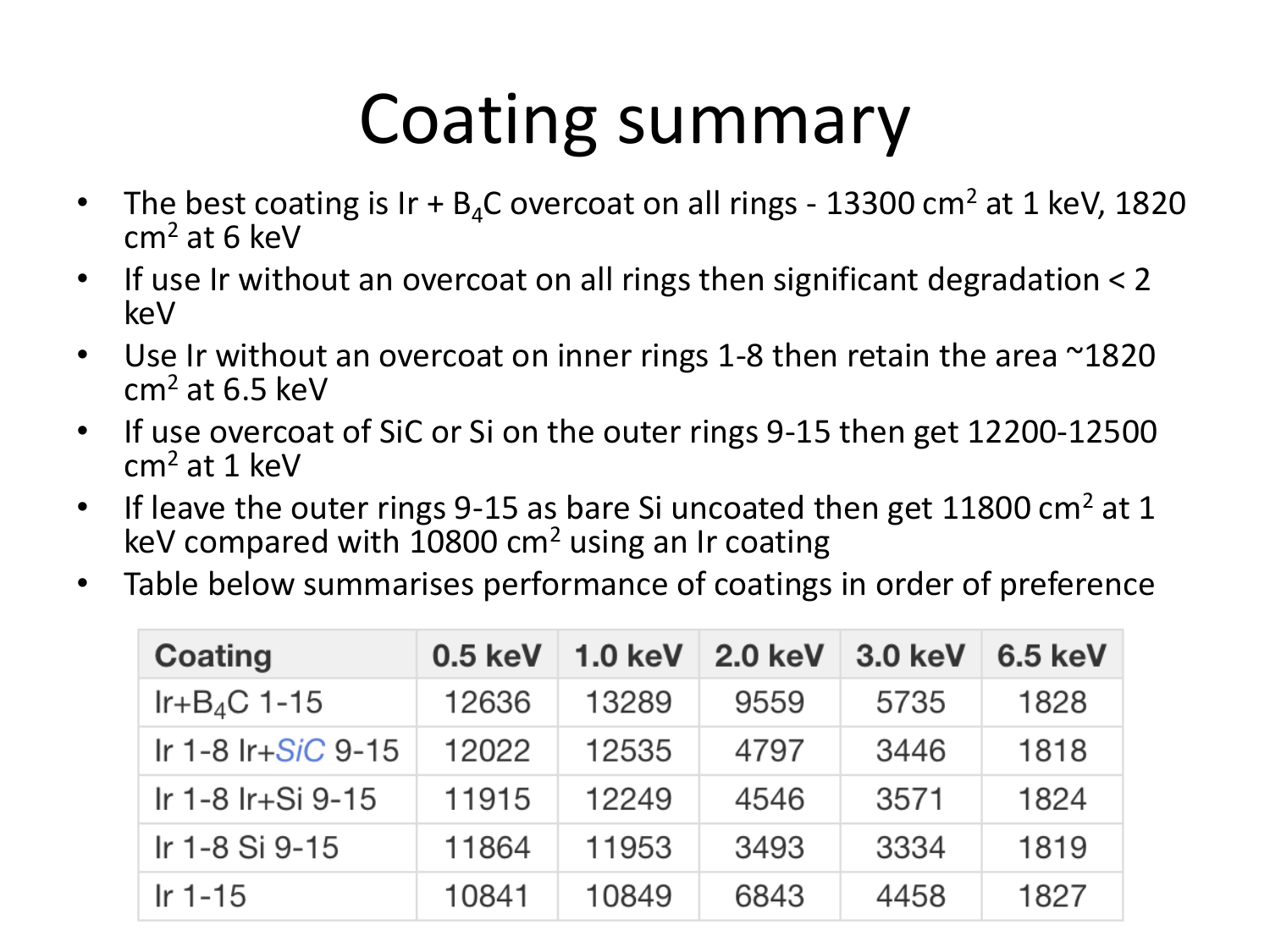# Coating summary

- The best coating is Ir + $B_4C$ overcoat on all rings - 13300 $cm^2$ at 1 keV, 1820 $cm^2$ at 6 keV
- If use Ir without an overcoat on all rings then significant degradation < 2 keV
- Use Ir without an overcoat on inner rings 1-8 then retain the area ~1820 $cm^2$ at 6.5 keV
- If use overcoat of SiC or Si on the outer rings 9-15 then get 12200-12500 $cm^2$ at 1 keV
- If leave the outer rings 9-15 as bare Si uncoated then get 11800 $cm^2$ at 1 keV compared with 10800 $cm^2$ using an Ir coating
- Table below summarises performance of coatings in order of preference

| Coating | 0.5 keV | 1.0 keV | 2.0 keV | 3.0 keV | 6.5 keV |
|---|---|---|---|---|---|
| Ir+$B_4C$ 1-15 | 12636 | 13289 | 9559 | 5735 | 1828 |
| Ir 1-8 Ir+SiC 9-15 | 12022 | 12535 | 4797 | 3446 | 1818 |
| Ir 1-8 Ir+Si 9-15 | 11915 | 12249 | 4546 | 3571 | 1824 |
| Ir 1-8 Si 9-15 | 11864 | 11953 | 3493 | 3334 | 1819 |
| Ir 1-15 | 10841 | 10849 | 6843 | 4458 | 1827 |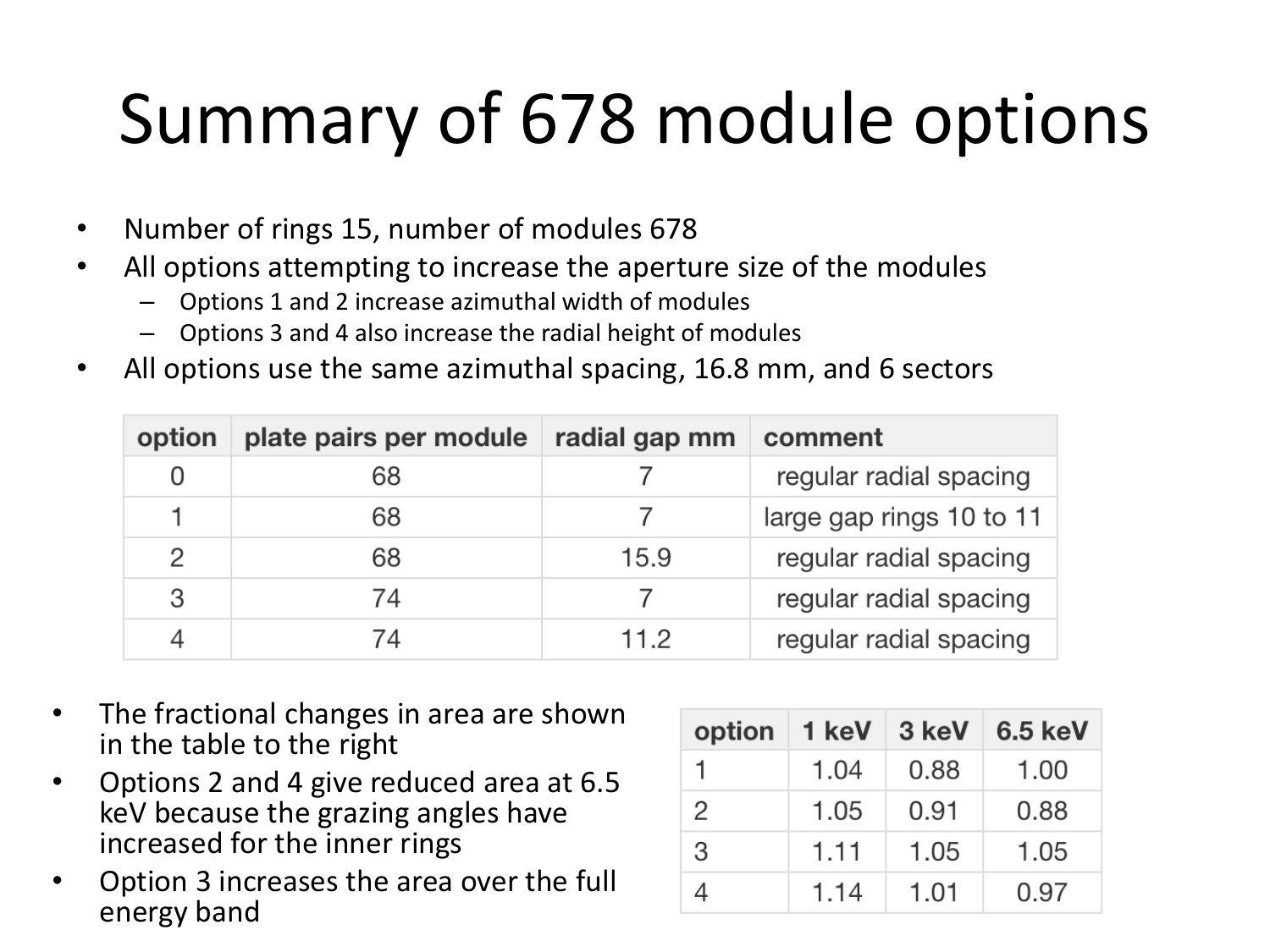# Summary of 678 module options

- Number of rings 15, number of modules 678
- All options attempting to increase the aperture size of the modules
  - Options 1 and 2 increase azimuthal width of modules
  - Options 3 and 4 also increase the radial height of modules
- All options use the same azimuthal spacing, 16.8 mm, and 6 sectors

| option | plate pairs per module | radial gap mm | comment |
|---|---|---|---|
| 0 | 68 | 7 | regular radial spacing |
| 1 | 68 | 7 | large gap rings 10 to 11 |
| 2 | 68 | 15.9 | regular radial spacing |
| 3 | 74 | 7 | regular radial spacing |
| 4 | 74 | 11.2 | regular radial spacing |

- The fractional changes in area are shown in the table to the right
- Options 2 and 4 give reduced area at 6.5 keV because the grazing angles have increased for the inner rings
- Option 3 increases the area over the full energy band

| option | 1 keV | 3 keV | 6.5 keV |
|---|---|---|---|
| 1 | 1.04 | 0.88 | 1.00 |
| 2 | 1.05 | 0.91 | 0.88 |
| 3 | 1.11 | 1.05 | 1.05 |
| 4 | 1.14 | 1.01 | 0.97 |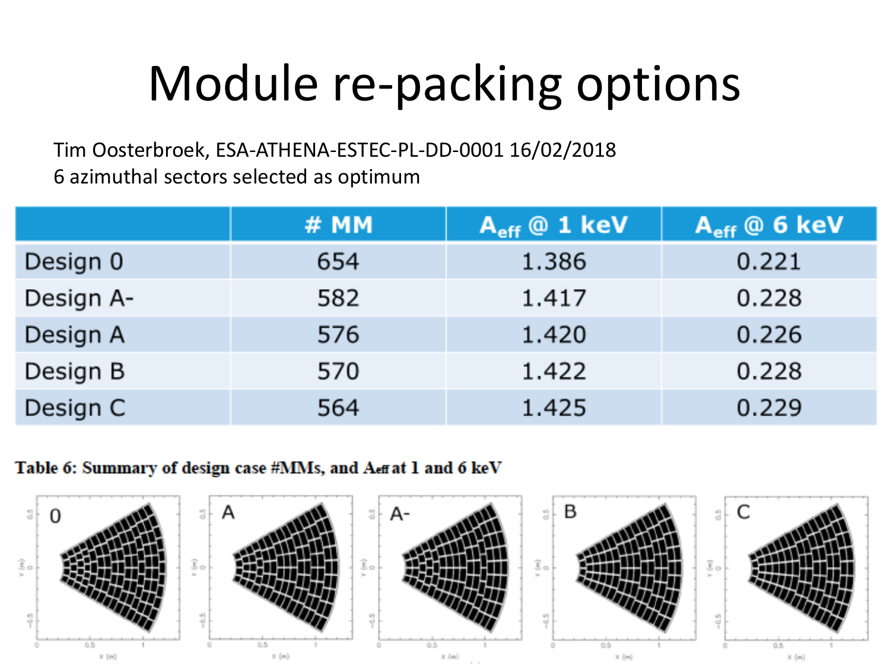# Module re-packing options

Tim Oosterbroek, ESA-ATHENA-ESTEC-PL-DD-0001 16/02/2018

6 azimuthal sectors selected as optimum

| | # MM | $A_{eff}$ @ 1 keV | $A_{eff}$ @ 6 keV |
|---|---|---|---|
| Design 0 | 654 | 1.386 | 0.221 |
| Design A- | 582 | 1.417 | 0.228 |
| Design A | 576 | 1.420 | 0.226 |
| Design B | 570 | 1.422 | 0.228 |
| Design C | 564 | 1.425 | 0.229 |

**Table 6: Summary of design case #MMs, and $A_{eff}$ at 1 and 6 keV**

0

A

A-

B

C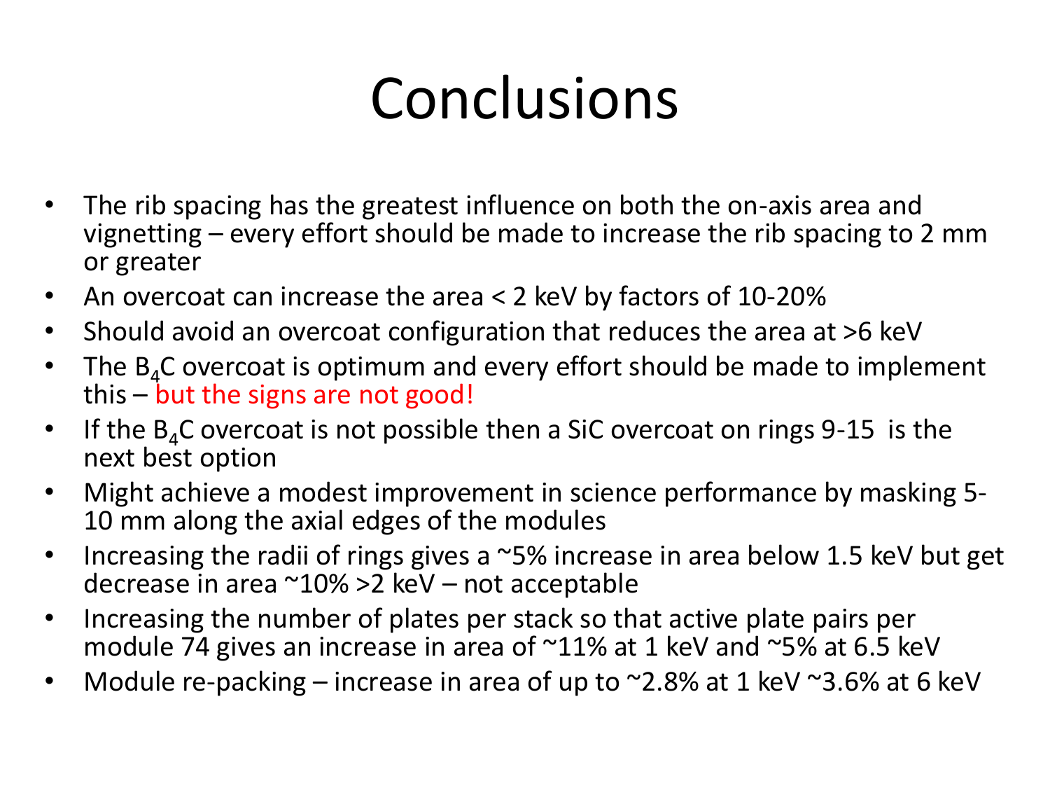# Conclusions

- The rib spacing has the greatest influence on both the on-axis area and vignetting – every effort should be made to increase the rib spacing to 2 mm or greater
- An overcoat can increase the area < 2 keV by factors of 10-20%
- Should avoid an overcoat configuration that reduces the area at >6 keV
- The $B_4C$ overcoat is optimum and every effort should be made to implement this – but the signs are not good!
- If the $B_4C$ overcoat is not possible then a SiC overcoat on rings 9-15 is the next best option
- Might achieve a modest improvement in science performance by masking 5-10 mm along the axial edges of the modules
- Increasing the radii of rings gives a ~5% increase in area below 1.5 keV but get decrease in area ~10% >2 keV – not acceptable
- Increasing the number of plates per stack so that active plate pairs per module 74 gives an increase in area of ~11% at 1 keV and ~5% at 6.5 keV
- Module re-packing – increase in area of up to ~2.8% at 1 keV ~3.6% at 6 keV